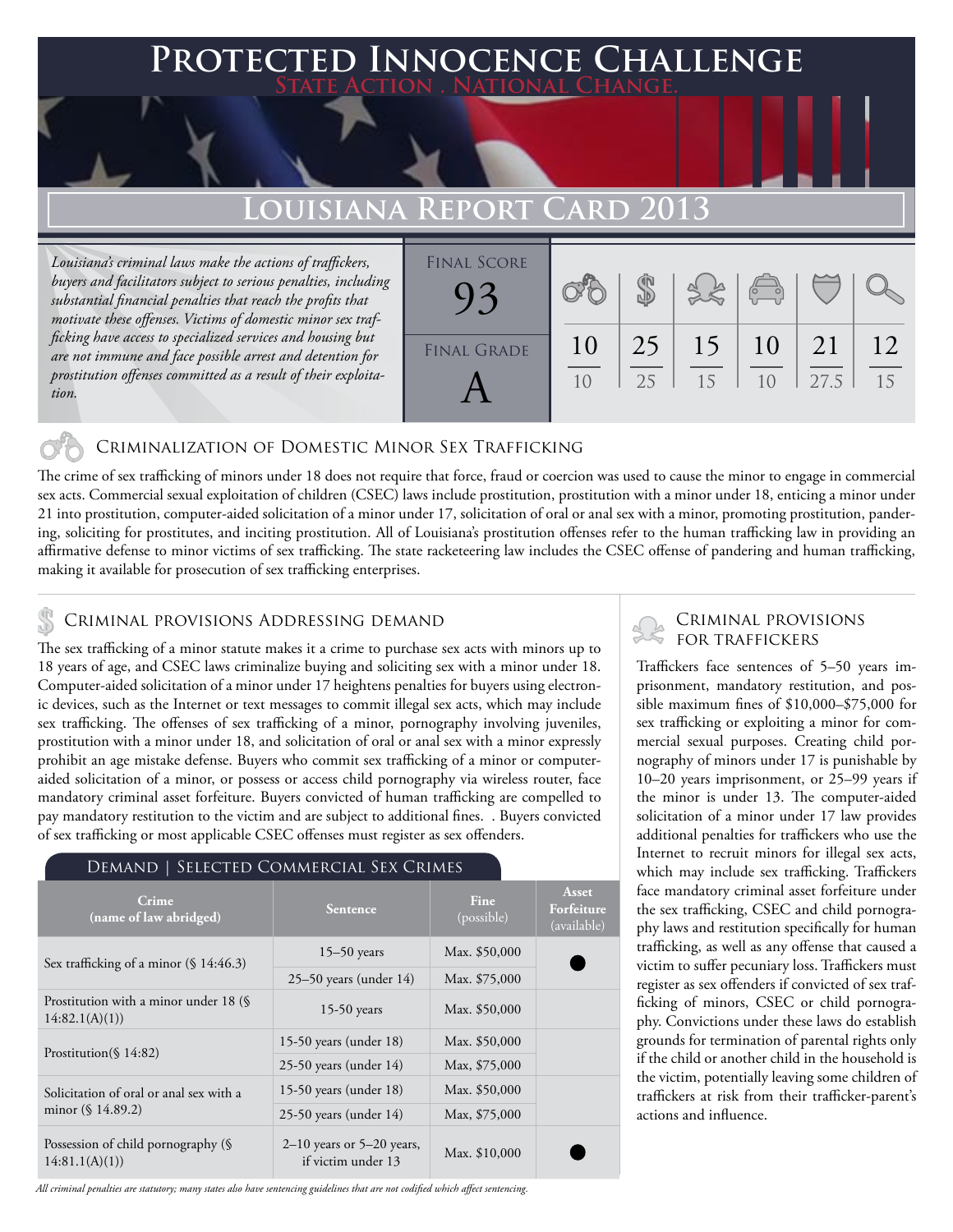# Protected Innocence Challenge

State Action . National Change.

## Louisiana Report Card 2013

*Louisiana's criminal laws make the actions of traffickers, buyers and facilitators subject to serious penalties, including substantial financial penalties that reach the profits that motivate these offenses. Victims of domestic minor sex trafficking have access to specialized services and housing but are not immune and face possible arrest and detention for prostitution offenses committed as a result of their exploitation.*

| Final Score | Final Grade |
|---|---|
| 93 | A |

| | | | | | |
|---|---|---|---|---|---|
| 10/10 | 25/25 | 15/15 | 10/10 | 21/27.5 | 12/15 |

### Criminalization of Domestic Minor Sex Trafficking

The crime of sex trafficking of minors under 18 does not require that force, fraud or coercion was used to cause the minor to engage in commercial sex acts. Commercial sexual exploitation of children (CSEC) laws include prostitution, prostitution with a minor under 18, enticing a minor under 21 into prostitution, computer-aided solicitation of a minor under 17, solicitation of oral or anal sex with a minor, promoting prostitution, pandering, soliciting for prostitutes, and inciting prostitution. All of Louisiana's prostitution offenses refer to the human trafficking law in providing an affirmative defense to minor victims of sex trafficking. The state racketeering law includes the CSEC offense of pandering and human trafficking, making it available for prosecution of sex trafficking enterprises.

### Criminal provisions Addressing demand

The sex trafficking of a minor statute makes it a crime to purchase sex acts with minors up to 18 years of age, and CSEC laws criminalize buying and soliciting sex with a minor under 18. Computer-aided solicitation of a minor under 17 heightens penalties for buyers using electronic devices, such as the Internet or text messages to commit illegal sex acts, which may include sex trafficking. The offenses of sex trafficking of a minor, pornography involving juveniles, prostitution with a minor under 18, and solicitation of oral or anal sex with a minor expressly prohibit an age mistake defense. Buyers who commit sex trafficking of a minor or computer-aided solicitation of a minor, or possess or access child pornography via wireless router, face mandatory criminal asset forfeiture. Buyers convicted of human trafficking are compelled to pay mandatory restitution to the victim and are subject to additional fines. . Buyers convicted of sex trafficking or most applicable CSEC offenses must register as sex offenders.

#### Demand | Selected Commercial Sex Crimes

| Crime (name of law abridged) | Sentence | Fine (possible) | Asset Forfeiture (available) |
|---|---|---|---|
| Sex trafficking of a minor (§ 14:46.3) | 15–50 years | Max. $50,000 | ● |
| | 25–50 years (under 14) | Max. $75,000 | |
| Prostitution with a minor under 18 (§ 14:82.1(A)(1)) | 15-50 years | Max. $50,000 | |
| Prostitution(§ 14:82) | 15-50 years (under 18) | Max. $50,000 | |
| | 25-50 years (under 14) | Max, $75,000 | |
| Solicitation of oral or anal sex with a minor (§ 14.89.2) | 15-50 years (under 18) | Max. $50,000 | |
| | 25-50 years (under 14) | Max, $75,000 | |
| Possession of child pornography (§ 14:81.1(A)(1)) | 2–10 years or 5–20 years, if victim under 13 | Max. $10,000 | ● |

*All criminal penalties are statutory; many states also have sentencing guidelines that are not codified which affect sentencing.*

### Criminal provisions for traffickers

Traffickers face sentences of 5–50 years imprisonment, mandatory restitution, and possible maximum fines of $10,000–$75,000 for sex trafficking or exploiting a minor for commercial sexual purposes. Creating child pornography of minors under 17 is punishable by 10–20 years imprisonment, or 25–99 years if the minor is under 13. The computer-aided solicitation of a minor under 17 law provides additional penalties for traffickers who use the Internet to recruit minors for illegal sex acts, which may include sex trafficking. Traffickers face mandatory criminal asset forfeiture under the sex trafficking, CSEC and child pornography laws and restitution specifically for human trafficking, as well as any offense that caused a victim to suffer pecuniary loss. Traffickers must register as sex offenders if convicted of sex trafficking of minors, CSEC or child pornography. Convictions under these laws do establish grounds for termination of parental rights only if the child or another child in the household is the victim, potentially leaving some children of traffickers at risk from their trafficker-parent's actions and influence.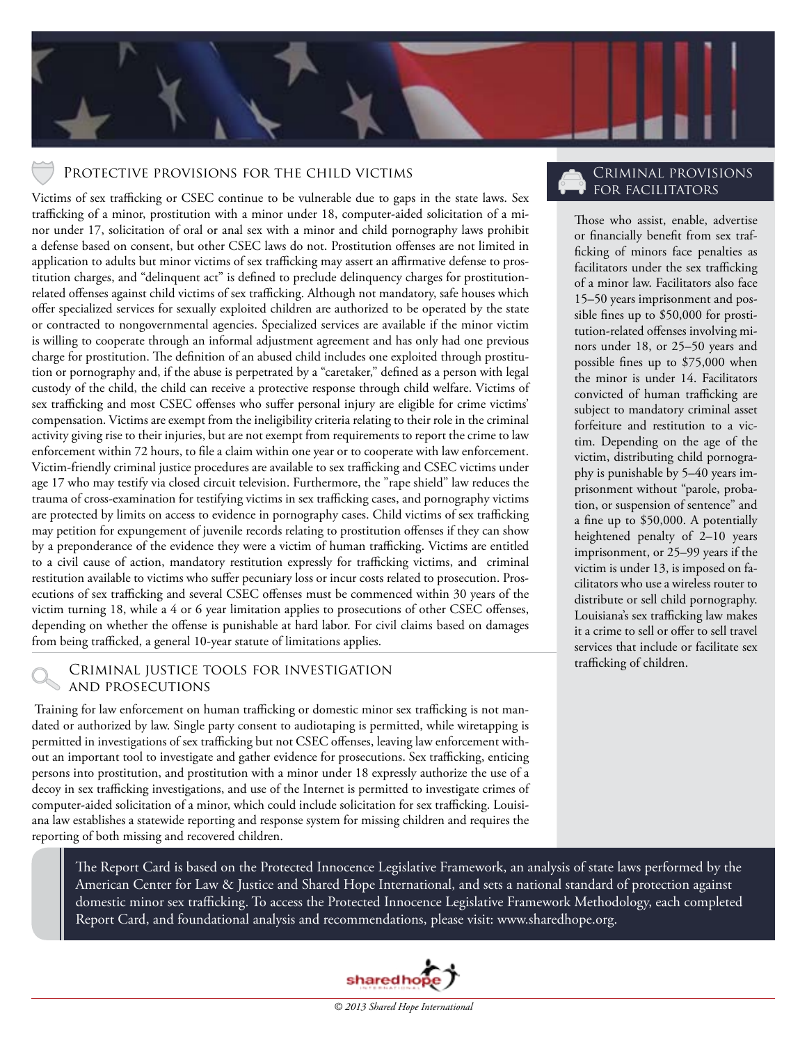## Protective provisions for the child victims

Victims of sex trafficking or CSEC continue to be vulnerable due to gaps in the state laws. Sex trafficking of a minor, prostitution with a minor under 18, computer-aided solicitation of a minor under 17, solicitation of oral or anal sex with a minor and child pornography laws prohibit a defense based on consent, but other CSEC laws do not. Prostitution offenses are not limited in application to adults but minor victims of sex trafficking may assert an affirmative defense to prostitution charges, and "delinquent act" is defined to preclude delinquency charges for prostitution-related offenses against child victims of sex trafficking. Although not mandatory, safe houses which offer specialized services for sexually exploited children are authorized to be operated by the state or contracted to nongovernmental agencies. Specialized services are available if the minor victim is willing to cooperate through an informal adjustment agreement and has only had one previous charge for prostitution. The definition of an abused child includes one exploited through prostitution or pornography and, if the abuse is perpetrated by a "caretaker," defined as a person with legal custody of the child, the child can receive a protective response through child welfare. Victims of sex trafficking and most CSEC offenses who suffer personal injury are eligible for crime victims' compensation. Victims are exempt from the ineligibility criteria relating to their role in the criminal activity giving rise to their injuries, but are not exempt from requirements to report the crime to law enforcement within 72 hours, to file a claim within one year or to cooperate with law enforcement. Victim-friendly criminal justice procedures are available to sex trafficking and CSEC victims under age 17 who may testify via closed circuit television. Furthermore, the "rape shield" law reduces the trauma of cross-examination for testifying victims in sex trafficking cases, and pornography victims are protected by limits on access to evidence in pornography cases. Child victims of sex trafficking may petition for expungement of juvenile records relating to prostitution offenses if they can show by a preponderance of the evidence they were a victim of human trafficking. Victims are entitled to a civil cause of action, mandatory restitution expressly for trafficking victims, and criminal restitution available to victims who suffer pecuniary loss or incur costs related to prosecution. Prosecutions of sex trafficking and several CSEC offenses must be commenced within 30 years of the victim turning 18, while a 4 or 6 year limitation applies to prosecutions of other CSEC offenses, depending on whether the offense is punishable at hard labor. For civil claims based on damages from being trafficked, a general 10-year statute of limitations applies.

## Criminal justice tools for investigation and prosecutions

Training for law enforcement on human trafficking or domestic minor sex trafficking is not mandated or authorized by law. Single party consent to audiotaping is permitted, while wiretapping is permitted in investigations of sex trafficking but not CSEC offenses, leaving law enforcement without an important tool to investigate and gather evidence for prosecutions. Sex trafficking, enticing persons into prostitution, and prostitution with a minor under 18 expressly authorize the use of a decoy in sex trafficking investigations, and use of the Internet is permitted to investigate crimes of computer-aided solicitation of a minor, which could include solicitation for sex trafficking. Louisiana law establishes a statewide reporting and response system for missing children and requires the reporting of both missing and recovered children.

## Criminal provisions for facilitators

Those who assist, enable, advertise or financially benefit from sex trafficking of minors face penalties as facilitators under the sex trafficking of a minor law. Facilitators also face 15–50 years imprisonment and possible fines up to $50,000 for prostitution-related offenses involving minors under 18, or 25–50 years and possible fines up to $75,000 when the minor is under 14. Facilitators convicted of human trafficking are subject to mandatory criminal asset forfeiture and restitution to a victim. Depending on the age of the victim, distributing child pornography is punishable by 5–40 years imprisonment without "parole, probation, or suspension of sentence" and a fine up to $50,000. A potentially heightened penalty of 2–10 years imprisonment, or 25–99 years if the victim is under 13, is imposed on facilitators who use a wireless router to distribute or sell child pornography. Louisiana's sex trafficking law makes it a crime to sell or offer to sell travel services that include or facilitate sex trafficking of children.

The Report Card is based on the Protected Innocence Legislative Framework, an analysis of state laws performed by the American Center for Law & Justice and Shared Hope International, and sets a national standard of protection against domestic minor sex trafficking. To access the Protected Innocence Legislative Framework Methodology, each completed Report Card, and foundational analysis and recommendations, please visit: www.sharedhope.org.

*© 2013 Shared Hope International*